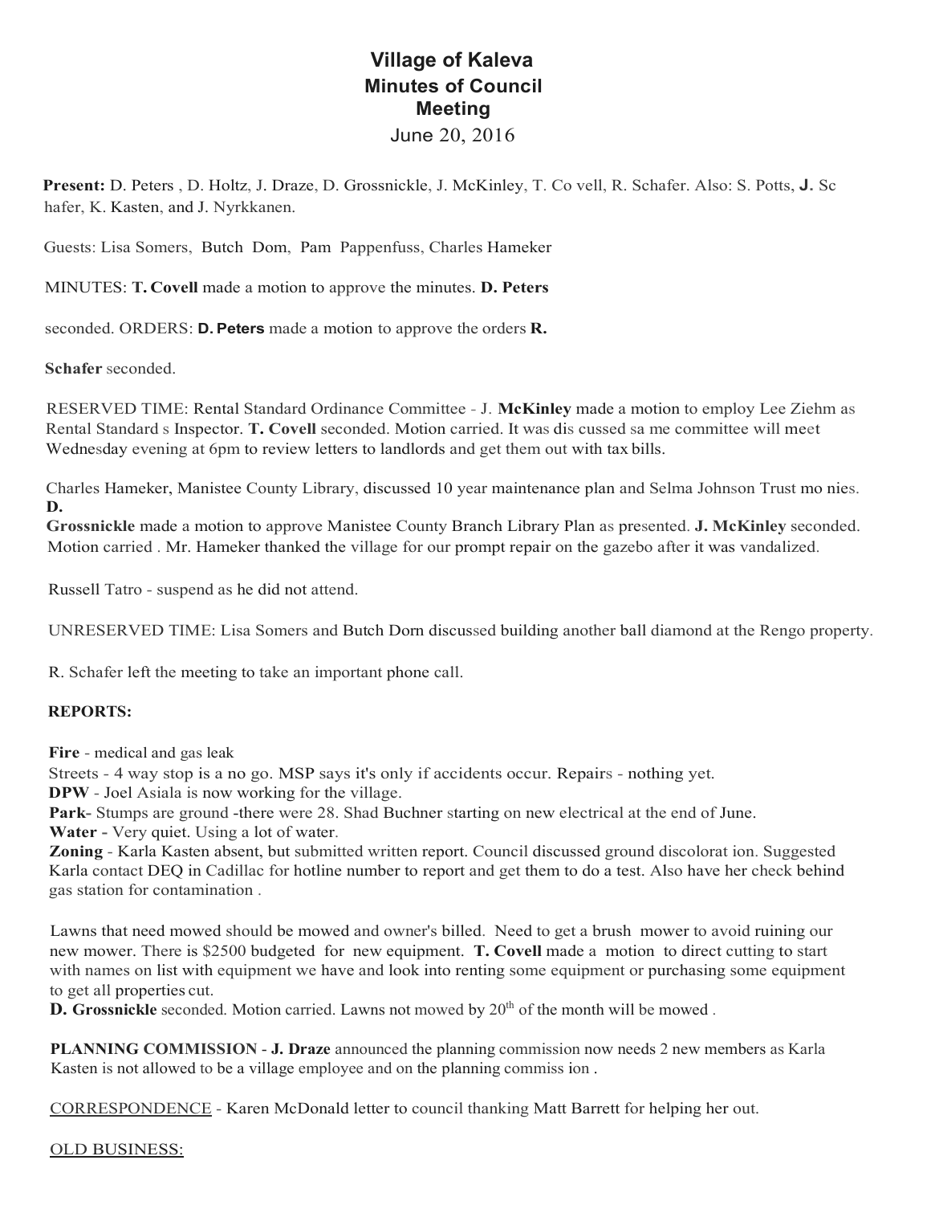# Village of Kaleva
## Minutes of Council Meeting

June 20, 2016

**Present:** D. Peters , D. Holtz, J. Draze, D. Grossnickle, J. McKinley, T. Co vell, R. Schafer. Also: S. Potts, **J.** Sc hafer, K. Kasten, and J. Nyrkkanen.

Guests: Lisa Somers, Butch Dom, Pam Pappenfuss, Charles Hameker

MINUTES: **T. Covell** made a motion to approve the minutes. **D. Peters** seconded. ORDERS: **D. Peters** made a motion to approve the orders **R. Schafer** seconded.

RESERVED TIME: Rental Standard Ordinance Committee - J. **McKinley** made a motion to employ Lee Ziehm as Rental Standard s Inspector. **T. Covell** seconded. Motion carried. It was dis cussed sa me committee will meet Wednesday evening at 6pm to review letters to landlords and get them out with tax bills.

Charles Hameker, Manistee County Library, discussed 10 year maintenance plan and Selma Johnson Trust mo nies. **D. Grossnickle** made a motion to approve Manistee County Branch Library Plan as presented. **J. McKinley** seconded. Motion carried . Mr. Hameker thanked the village for our prompt repair on the gazebo after it was vandalized.

Russell Tatro - suspend as he did not attend.

UNRESERVED TIME: Lisa Somers and Butch Dorn discussed building another ball diamond at the Rengo property.

R. Schafer left the meeting to take an important phone call.

**REPORTS:**

**Fire** - medical and gas leak
Streets - 4 way stop is a no go. MSP says it's only if accidents occur. Repairs - nothing yet.
**DPW** - Joel Asiala is now working for the village.
**Park**- Stumps are ground -there were 28. Shad Buchner starting on new electrical at the end of June.
**Water -** Very quiet. Using a lot of water.
**Zoning** - Karla Kasten absent, but submitted written report. Council discussed ground discolorat ion. Suggested Karla contact DEQ in Cadillac for hotline number to report and get them to do a test. Also have her check behind gas station for contamination .

Lawns that need mowed should be mowed and owner's billed. Need to get a brush mower to avoid ruining our new mower. There is $2500 budgeted for new equipment. **T. Covell** made a motion to direct cutting to start with names on list with equipment we have and look into renting some equipment or purchasing some equipment to get all properties cut.
**D. Grossnickle** seconded. Motion carried. Lawns not mowed by 20th of the month will be mowed .

**PLANNING COMMISSION** - **J. Draze** announced the planning commission now needs 2 new members as Karla Kasten is not allowed to be a village employee and on the planning commiss ion .

CORRESPONDENCE - Karen McDonald letter to council thanking Matt Barrett for helping her out.

OLD BUSINESS: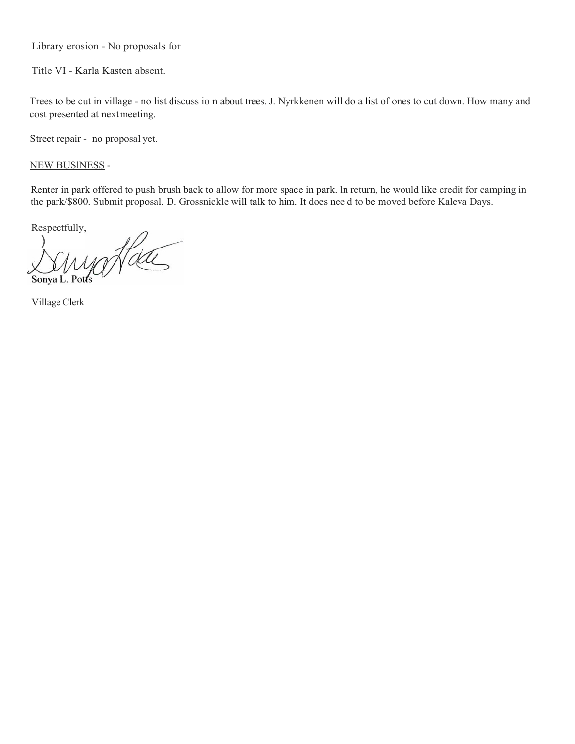Library erosion - No proposals for

Title VI - Karla Kasten absent.

Trees to be cut in village - no list discuss io n about trees. J. Nyrkkenen will do a list of ones to cut down. How many and cost presented at next meeting.

Street repair - no proposal yet.

NEW BUSINESS -

Renter in park offered to push brush back to allow for more space in park. ln return, he would like credit for camping in the park/$800. Submit proposal. D. Grossnickle will talk to him. It does nee d to be moved before Kaleva Days.

Respectfully,

Sonya L. Potts

Village Clerk